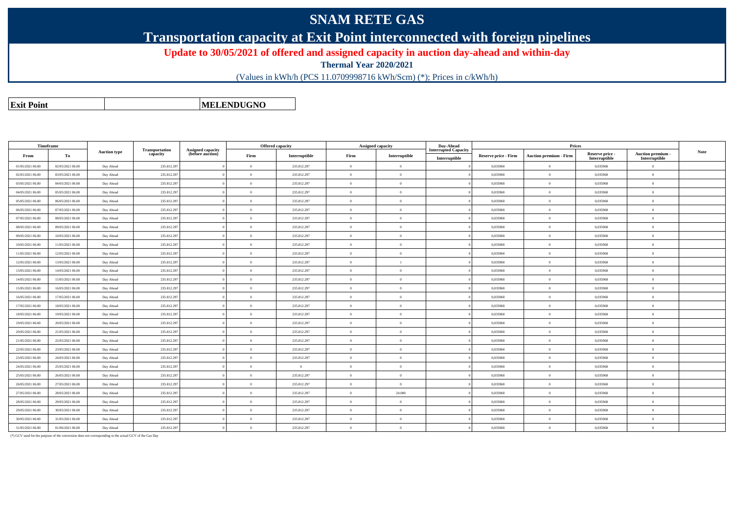# SNAM RETE GAS

## Transportation capacity at Exit Point interconnected with foreign pipelines

### Update to 30/05/2021 of offered and assigned capacity in auction day-ahead and within-day

**Thermal Year 2020/2021**

(Values in kWh/h (PCS 11.0709998716 kWh/Scm) (*); Prices in c/kWh/h)

| **Exit Point** | | **MELENDUGNO** |
|---|---|---|

| Timeframe | | Auction type | Transportation capacity | Assigned capacity (before auction) | Offered capacity | | Assigned capacity | | Day-Ahead Interrupted Capacity | Prices | | | | Note |
|---|---|---|---|---|---|---|---|---|---|---|---|---|---|---|
| From | To | | | | Firm | Interruptible | Firm | Interruptible | Interruptible | Reserve price - Firm | Auction premium - Firm | Reserve price - Interruptible | Auction premium - Interruptible | |
| 01/05/2021 06.00 | 02/05/2021 06.00 | Day Ahead | 235.812.297 | 0 | 0 | 235.812.297 | 0 | 0 | 0 | 0,035968 | 0 | 0,035968 | 0 | |
| 02/05/2021 06.00 | 03/05/2021 06.00 | Day Ahead | 235.812.297 | 0 | 0 | 235.812.297 | 0 | 0 | 0 | 0,035968 | 0 | 0,035968 | 0 | |
| 03/05/2021 06.00 | 04/05/2021 06.00 | Day Ahead | 235.812.297 | 0 | 0 | 235.812.297 | 0 | 0 | 0 | 0,035968 | 0 | 0,035968 | 0 | |
| 04/05/2021 06.00 | 05/05/2021 06.00 | Day Ahead | 235.812.297 | 0 | 0 | 235.812.297 | 0 | 0 | 0 | 0,035968 | 0 | 0,035968 | 0 | |
| 05/05/2021 06.00 | 06/05/2021 06.00 | Day Ahead | 235.812.297 | 0 | 0 | 235.812.297 | 0 | 0 | 0 | 0,035968 | 0 | 0,035968 | 0 | |
| 06/05/2021 06.00 | 07/05/2021 06.00 | Day Ahead | 235.812.297 | 0 | 0 | 235.812.297 | 0 | 0 | 0 | 0,035968 | 0 | 0,035968 | 0 | |
| 07/05/2021 06.00 | 08/05/2021 06.00 | Day Ahead | 235.812.297 | 0 | 0 | 235.812.297 | 0 | 0 | 0 | 0,035968 | 0 | 0,035968 | 0 | |
| 08/05/2021 06.00 | 09/05/2021 06.00 | Day Ahead | 235.812.297 | 0 | 0 | 235.812.297 | 0 | 0 | 0 | 0,035968 | 0 | 0,035968 | 0 | |
| 09/05/2021 06.00 | 10/05/2021 06.00 | Day Ahead | 235.812.297 | 0 | 0 | 235.812.297 | 0 | 0 | 0 | 0,035968 | 0 | 0,035968 | 0 | |
| 10/05/2021 06.00 | 11/05/2021 06.00 | Day Ahead | 235.812.297 | 0 | 0 | 235.812.297 | 0 | 0 | 0 | 0,035968 | 0 | 0,035968 | 0 | |
| 11/05/2021 06.00 | 12/05/2021 06.00 | Day Ahead | 235.812.297 | 0 | 0 | 235.812.297 | 0 | 0 | 0 | 0,035968 | 0 | 0,035968 | 0 | |
| 12/05/2021 06.00 | 13/05/2021 06.00 | Day Ahead | 235.812.297 | 0 | 0 | 235.812.297 | 0 | 1 | 0 | 0,035968 | 0 | 0,035968 | 0 | |
| 13/05/2021 06.00 | 14/05/2021 06.00 | Day Ahead | 235.812.297 | 0 | 0 | 235.812.297 | 0 | 0 | 0 | 0,035968 | 0 | 0,035968 | 0 | |
| 14/05/2021 06.00 | 15/05/2021 06.00 | Day Ahead | 235.812.297 | 0 | 0 | 235.812.297 | 0 | 0 | 0 | 0,035968 | 0 | 0,035968 | 0 | |
| 15/05/2021 06.00 | 16/05/2021 06.00 | Day Ahead | 235.812.297 | 0 | 0 | 235.812.297 | 0 | 0 | 0 | 0,035968 | 0 | 0,035968 | 0 | |
| 16/05/2021 06.00 | 17/05/2021 06.00 | Day Ahead | 235.812.297 | 0 | 0 | 235.812.297 | 0 | 0 | 0 | 0,035968 | 0 | 0,035968 | 0 | |
| 17/05/2021 06.00 | 18/05/2021 06.00 | Day Ahead | 235.812.297 | 0 | 0 | 235.812.297 | 0 | 0 | 0 | 0,035968 | 0 | 0,035968 | 0 | |
| 18/05/2021 06.00 | 19/05/2021 06.00 | Day Ahead | 235.812.297 | 0 | 0 | 235.812.297 | 0 | 0 | 0 | 0,035968 | 0 | 0,035968 | 0 | |
| 19/05/2021 06.00 | 20/05/2021 06.00 | Day Ahead | 235.812.297 | 0 | 0 | 235.812.297 | 0 | 0 | 0 | 0,035968 | 0 | 0,035968 | 0 | |
| 20/05/2021 06.00 | 21/05/2021 06.00 | Day Ahead | 235.812.297 | 0 | 0 | 235.812.297 | 0 | 0 | 0 | 0,035968 | 0 | 0,035968 | 0 | |
| 21/05/2021 06.00 | 22/05/2021 06.00 | Day Ahead | 235.812.297 | 0 | 0 | 235.812.297 | 0 | 0 | 0 | 0,035968 | 0 | 0,035968 | 0 | |
| 22/05/2021 06.00 | 23/05/2021 06.00 | Day Ahead | 235.812.297 | 0 | 0 | 235.812.297 | 0 | 0 | 0 | 0,035968 | 0 | 0,035968 | 0 | |
| 23/05/2021 06.00 | 24/05/2021 06.00 | Day Ahead | 235.812.297 | 0 | 0 | 235.812.297 | 0 | 0 | 0 | 0,035968 | 0 | 0,035968 | 0 | |
| 24/05/2021 06.00 | 25/05/2021 06.00 | Day Ahead | 235.812.297 | 0 | 0 | 0 | 0 | 0 | 0 | 0,035968 | 0 | 0,035968 | 0 | |
| 25/05/2021 06.00 | 26/05/2021 06.00 | Day Ahead | 235.812.297 | 0 | 0 | 235.812.297 | 0 | 0 | 0 | 0,035968 | 0 | 0,035968 | 0 | |
| 26/05/2021 06.00 | 27/05/2021 06.00 | Day Ahead | 235.812.297 | 0 | 0 | 235.812.297 | 0 | 0 | 0 | 0,035968 | 0 | 0,035968 | 0 | |
| 27/05/2021 06.00 | 28/05/2021 06.00 | Day Ahead | 235.812.297 | 0 | 0 | 235.812.297 | 0 | 24.000 | 0 | 0,035968 | 0 | 0,035968 | 0 | |
| 28/05/2021 06.00 | 29/05/2021 06.00 | Day Ahead | 235.812.297 | 0 | 0 | 235.812.297 | 0 | 0 | 0 | 0,035968 | 0 | 0,035968 | 0 | |
| 29/05/2021 06.00 | 30/05/2021 06.00 | Day Ahead | 235.812.297 | 0 | 0 | 235.812.297 | 0 | 0 | 0 | 0,035968 | 0 | 0,035968 | 0 | |
| 30/05/2021 06.00 | 31/05/2021 06.00 | Day Ahead | 235.812.297 | 0 | 0 | 235.812.297 | 0 | 0 | 0 | 0,035968 | 0 | 0,035968 | 0 | |
| 31/05/2021 06.00 | 01/06/2021 06.00 | Day Ahead | 235.812.297 | 0 | 0 | 235.812.297 | 0 | 0 | 0 | 0,035968 | 0 | 0,035968 | 0 | |

(*) GCV used for the purpose of the conversion does not corresponding to the actual GCV of the Gas Day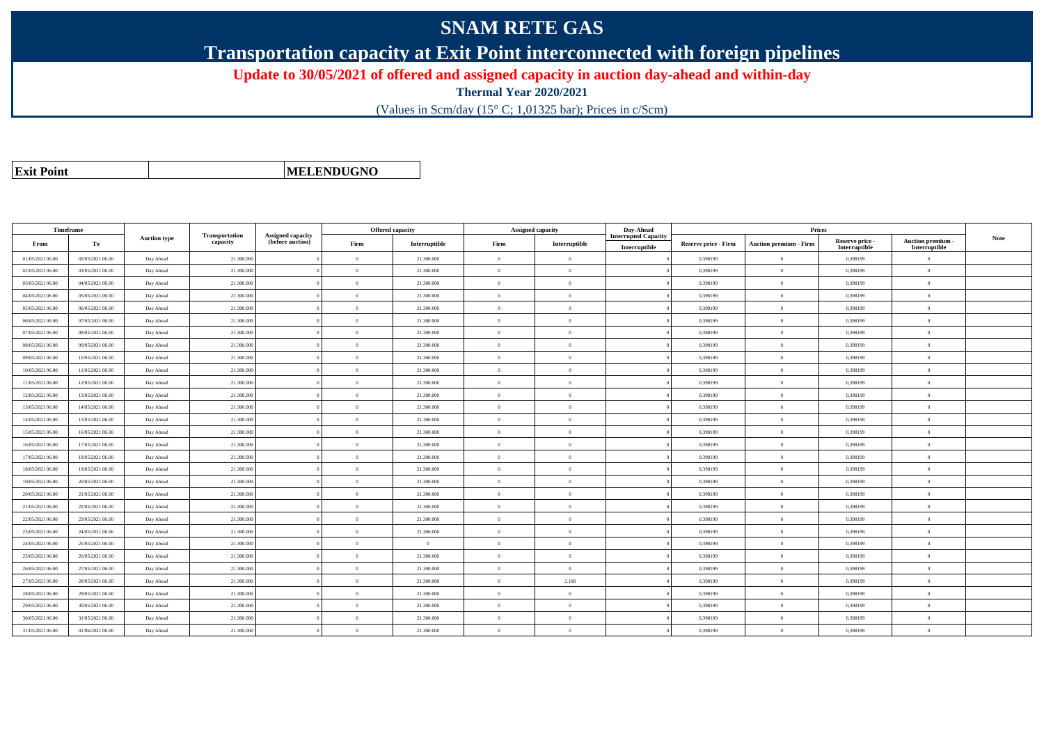# SNAM RETE GAS

## Transportation capacity at Exit Point interconnected with foreign pipelines

### Update to 30/05/2021 of offered and assigned capacity in auction day-ahead and within-day

**Thermal Year 2020/2021**

(Values in Scm/day (15° C; 1,01325 bar); Prices in c/Scm)

| **Exit Point** | | **MELENDUGNO** |
|---|---|---|

| Timeframe | | Auction type | Transportation capacity | Assigned capacity (before auction) | Offered capacity | | Assigned capacity | | Day-Ahead Interrupted Capacity | Prices | | | | Note |
|---|---|---|---|---|---|---|---|---|---|---|---|---|---|---|
| From | To | | | | Firm | Interruptible | Firm | Interruptible | Interruptible | Reserve price - Firm | Auction premium - Firm | Reserve price - Interruptible | Auction premium - Interruptible | |
| 01/05/2021 06.00 | 02/05/2021 06.00 | Day Ahead | 21.300.000 | 0 | 0 | 21.300.000 | 0 | 0 | 0 | 0,398199 | 0 | 0,398199 | 0 | |
| 02/05/2021 06.00 | 03/05/2021 06.00 | Day Ahead | 21.300.000 | 0 | 0 | 21.300.000 | 0 | 0 | 0 | 0,398199 | 0 | 0,398199 | 0 | |
| 03/05/2021 06.00 | 04/05/2021 06.00 | Day Ahead | 21.300.000 | 0 | 0 | 21.300.000 | 0 | 0 | 0 | 0,398199 | 0 | 0,398199 | 0 | |
| 04/05/2021 06.00 | 05/05/2021 06.00 | Day Ahead | 21.300.000 | 0 | 0 | 21.300.000 | 0 | 0 | 0 | 0,398199 | 0 | 0,398199 | 0 | |
| 05/05/2021 06.00 | 06/05/2021 06.00 | Day Ahead | 21.300.000 | 0 | 0 | 21.300.000 | 0 | 0 | 0 | 0,398199 | 0 | 0,398199 | 0 | |
| 06/05/2021 06.00 | 07/05/2021 06.00 | Day Ahead | 21.300.000 | 0 | 0 | 21.300.000 | 0 | 0 | 0 | 0,398199 | 0 | 0,398199 | 0 | |
| 07/05/2021 06.00 | 08/05/2021 06.00 | Day Ahead | 21.300.000 | 0 | 0 | 21.300.000 | 0 | 0 | 0 | 0,398199 | 0 | 0,398199 | 0 | |
| 08/05/2021 06.00 | 09/05/2021 06.00 | Day Ahead | 21.300.000 | 0 | 0 | 21.300.000 | 0 | 0 | 0 | 0,398199 | 0 | 0,398199 | 0 | |
| 09/05/2021 06.00 | 10/05/2021 06.00 | Day Ahead | 21.300.000 | 0 | 0 | 21.300.000 | 0 | 0 | 0 | 0,398199 | 0 | 0,398199 | 0 | |
| 10/05/2021 06.00 | 11/05/2021 06.00 | Day Ahead | 21.300.000 | 0 | 0 | 21.300.000 | 0 | 0 | 0 | 0,398199 | 0 | 0,398199 | 0 | |
| 11/05/2021 06.00 | 12/05/2021 06.00 | Day Ahead | 21.300.000 | 0 | 0 | 21.300.000 | 0 | 0 | 0 | 0,398199 | 0 | 0,398199 | 0 | |
| 12/05/2021 06.00 | 13/05/2021 06.00 | Day Ahead | 21.300.000 | 0 | 0 | 21.300.000 | 0 | 0 | 0 | 0,398199 | 0 | 0,398199 | 0 | |
| 13/05/2021 06.00 | 14/05/2021 06.00 | Day Ahead | 21.300.000 | 0 | 0 | 21.300.000 | 0 | 0 | 0 | 0,398199 | 0 | 0,398199 | 0 | |
| 14/05/2021 06.00 | 15/05/2021 06.00 | Day Ahead | 21.300.000 | 0 | 0 | 21.300.000 | 0 | 0 | 0 | 0,398199 | 0 | 0,398199 | 0 | |
| 15/05/2021 06.00 | 16/05/2021 06.00 | Day Ahead | 21.300.000 | 0 | 0 | 21.300.000 | 0 | 0 | 0 | 0,398199 | 0 | 0,398199 | 0 | |
| 16/05/2021 06.00 | 17/05/2021 06.00 | Day Ahead | 21.300.000 | 0 | 0 | 21.300.000 | 0 | 0 | 0 | 0,398199 | 0 | 0,398199 | 0 | |
| 17/05/2021 06.00 | 18/05/2021 06.00 | Day Ahead | 21.300.000 | 0 | 0 | 21.300.000 | 0 | 0 | 0 | 0,398199 | 0 | 0,398199 | 0 | |
| 18/05/2021 06.00 | 19/05/2021 06.00 | Day Ahead | 21.300.000 | 0 | 0 | 21.300.000 | 0 | 0 | 0 | 0,398199 | 0 | 0,398199 | 0 | |
| 19/05/2021 06.00 | 20/05/2021 06.00 | Day Ahead | 21.300.000 | 0 | 0 | 21.300.000 | 0 | 0 | 0 | 0,398199 | 0 | 0,398199 | 0 | |
| 20/05/2021 06.00 | 21/05/2021 06.00 | Day Ahead | 21.300.000 | 0 | 0 | 21.300.000 | 0 | 0 | 0 | 0,398199 | 0 | 0,398199 | 0 | |
| 21/05/2021 06.00 | 22/05/2021 06.00 | Day Ahead | 21.300.000 | 0 | 0 | 21.300.000 | 0 | 0 | 0 | 0,398199 | 0 | 0,398199 | 0 | |
| 22/05/2021 06.00 | 23/05/2021 06.00 | Day Ahead | 21.300.000 | 0 | 0 | 21.300.000 | 0 | 0 | 0 | 0,398199 | 0 | 0,398199 | 0 | |
| 23/05/2021 06.00 | 24/05/2021 06.00 | Day Ahead | 21.300.000 | 0 | 0 | 21.300.000 | 0 | 0 | 0 | 0,398199 | 0 | 0,398199 | 0 | |
| 24/05/2021 06.00 | 25/05/2021 06.00 | Day Ahead | 21.300.000 | 0 | 0 | 0 | 0 | 0 | 0 | 0,398199 | 0 | 0,398199 | 0 | |
| 25/05/2021 06.00 | 26/05/2021 06.00 | Day Ahead | 21.300.000 | 0 | 0 | 21.300.000 | 0 | 0 | 0 | 0,398199 | 0 | 0,398199 | 0 | |
| 26/05/2021 06.00 | 27/05/2021 06.00 | Day Ahead | 21.300.000 | 0 | 0 | 21.300.000 | 0 | 0 | 0 | 0,398199 | 0 | 0,398199 | 0 | |
| 27/05/2021 06.00 | 28/05/2021 06.00 | Day Ahead | 21.300.000 | 0 | 0 | 21.300.000 | 0 | 2.168 | 0 | 0,398199 | 0 | 0,398199 | 0 | |
| 28/05/2021 06.00 | 29/05/2021 06.00 | Day Ahead | 21.300.000 | 0 | 0 | 21.300.000 | 0 | 0 | 0 | 0,398199 | 0 | 0,398199 | 0 | |
| 29/05/2021 06.00 | 30/05/2021 06.00 | Day Ahead | 21.300.000 | 0 | 0 | 21.300.000 | 0 | 0 | 0 | 0,398199 | 0 | 0,398199 | 0 | |
| 30/05/2021 06.00 | 31/05/2021 06.00 | Day Ahead | 21.300.000 | 0 | 0 | 21.300.000 | 0 | 0 | 0 | 0,398199 | 0 | 0,398199 | 0 | |
| 31/05/2021 06.00 | 01/06/2021 06.00 | Day Ahead | 21.300.000 | 0 | 0 | 21.300.000 | 0 | 0 | 0 | 0,398199 | 0 | 0,398199 | 0 | |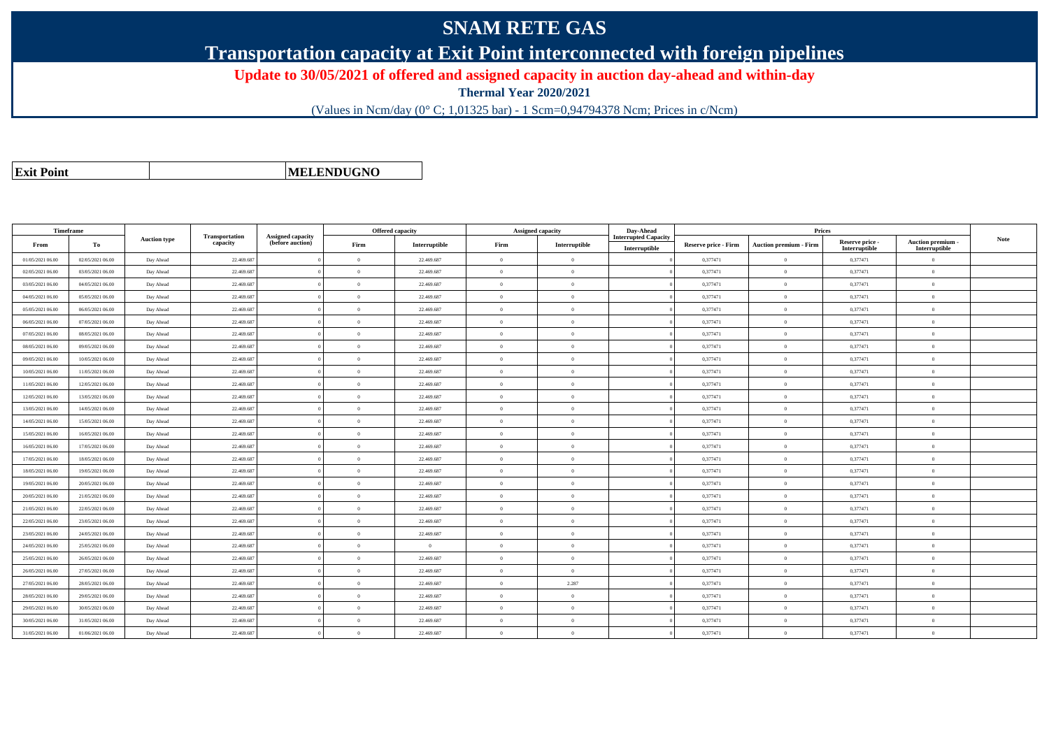# SNAM RETE GAS

## Transportation capacity at Exit Point interconnected with foreign pipelines

### Update to 30/05/2021 of offered and assigned capacity in auction day-ahead and within-day

**Thermal Year 2020/2021**

(Values in Ncm/day (0° C; 1,01325 bar) - 1 Scm=0,94794378 Ncm; Prices in c/Ncm)

| **Exit Point** | **MELENDUGNO** |
|---|---|

| Timeframe | | Auction type | Transportation capacity | Assigned capacity (before auction) | Offered capacity | | Assigned capacity | | Day-Ahead Interrupted Capacity | Prices | | | | Note |
|---|---|---|---|---|---|---|---|---|---|---|---|---|---|---|
| From | To | | | | Firm | Interruptible | Firm | Interruptible | Interruptible | Reserve price - Firm | Auction premium - Firm | Reserve price - Interruptible | Auction premium - Interruptible | |
| 01/05/2021 06.00 | 02/05/2021 06.00 | Day Ahead | 22.469.687 | 0 | 0 | 22.469.687 | 0 | 0 | 0 | 0,377471 | 0 | 0,377471 | 0 | |
| 02/05/2021 06.00 | 03/05/2021 06.00 | Day Ahead | 22.469.687 | 0 | 0 | 22.469.687 | 0 | 0 | 0 | 0,377471 | 0 | 0,377471 | 0 | |
| 03/05/2021 06.00 | 04/05/2021 06.00 | Day Ahead | 22.469.687 | 0 | 0 | 22.469.687 | 0 | 0 | 0 | 0,377471 | 0 | 0,377471 | 0 | |
| 04/05/2021 06.00 | 05/05/2021 06.00 | Day Ahead | 22.469.687 | 0 | 0 | 22.469.687 | 0 | 0 | 0 | 0,377471 | 0 | 0,377471 | 0 | |
| 05/05/2021 06.00 | 06/05/2021 06.00 | Day Ahead | 22.469.687 | 0 | 0 | 22.469.687 | 0 | 0 | 0 | 0,377471 | 0 | 0,377471 | 0 | |
| 06/05/2021 06.00 | 07/05/2021 06.00 | Day Ahead | 22.469.687 | 0 | 0 | 22.469.687 | 0 | 0 | 0 | 0,377471 | 0 | 0,377471 | 0 | |
| 07/05/2021 06.00 | 08/05/2021 06.00 | Day Ahead | 22.469.687 | 0 | 0 | 22.469.687 | 0 | 0 | 0 | 0,377471 | 0 | 0,377471 | 0 | |
| 08/05/2021 06.00 | 09/05/2021 06.00 | Day Ahead | 22.469.687 | 0 | 0 | 22.469.687 | 0 | 0 | 0 | 0,377471 | 0 | 0,377471 | 0 | |
| 09/05/2021 06.00 | 10/05/2021 06.00 | Day Ahead | 22.469.687 | 0 | 0 | 22.469.687 | 0 | 0 | 0 | 0,377471 | 0 | 0,377471 | 0 | |
| 10/05/2021 06.00 | 11/05/2021 06.00 | Day Ahead | 22.469.687 | 0 | 0 | 22.469.687 | 0 | 0 | 0 | 0,377471 | 0 | 0,377471 | 0 | |
| 11/05/2021 06.00 | 12/05/2021 06.00 | Day Ahead | 22.469.687 | 0 | 0 | 22.469.687 | 0 | 0 | 0 | 0,377471 | 0 | 0,377471 | 0 | |
| 12/05/2021 06.00 | 13/05/2021 06.00 | Day Ahead | 22.469.687 | 0 | 0 | 22.469.687 | 0 | 0 | 0 | 0,377471 | 0 | 0,377471 | 0 | |
| 13/05/2021 06.00 | 14/05/2021 06.00 | Day Ahead | 22.469.687 | 0 | 0 | 22.469.687 | 0 | 0 | 0 | 0,377471 | 0 | 0,377471 | 0 | |
| 14/05/2021 06.00 | 15/05/2021 06.00 | Day Ahead | 22.469.687 | 0 | 0 | 22.469.687 | 0 | 0 | 0 | 0,377471 | 0 | 0,377471 | 0 | |
| 15/05/2021 06.00 | 16/05/2021 06.00 | Day Ahead | 22.469.687 | 0 | 0 | 22.469.687 | 0 | 0 | 0 | 0,377471 | 0 | 0,377471 | 0 | |
| 16/05/2021 06.00 | 17/05/2021 06.00 | Day Ahead | 22.469.687 | 0 | 0 | 22.469.687 | 0 | 0 | 0 | 0,377471 | 0 | 0,377471 | 0 | |
| 17/05/2021 06.00 | 18/05/2021 06.00 | Day Ahead | 22.469.687 | 0 | 0 | 22.469.687 | 0 | 0 | 0 | 0,377471 | 0 | 0,377471 | 0 | |
| 18/05/2021 06.00 | 19/05/2021 06.00 | Day Ahead | 22.469.687 | 0 | 0 | 22.469.687 | 0 | 0 | 0 | 0,377471 | 0 | 0,377471 | 0 | |
| 19/05/2021 06.00 | 20/05/2021 06.00 | Day Ahead | 22.469.687 | 0 | 0 | 22.469.687 | 0 | 0 | 0 | 0,377471 | 0 | 0,377471 | 0 | |
| 20/05/2021 06.00 | 21/05/2021 06.00 | Day Ahead | 22.469.687 | 0 | 0 | 22.469.687 | 0 | 0 | 0 | 0,377471 | 0 | 0,377471 | 0 | |
| 21/05/2021 06.00 | 22/05/2021 06.00 | Day Ahead | 22.469.687 | 0 | 0 | 22.469.687 | 0 | 0 | 0 | 0,377471 | 0 | 0,377471 | 0 | |
| 22/05/2021 06.00 | 23/05/2021 06.00 | Day Ahead | 22.469.687 | 0 | 0 | 22.469.687 | 0 | 0 | 0 | 0,377471 | 0 | 0,377471 | 0 | |
| 23/05/2021 06.00 | 24/05/2021 06.00 | Day Ahead | 22.469.687 | 0 | 0 | 22.469.687 | 0 | 0 | 0 | 0,377471 | 0 | 0,377471 | 0 | |
| 24/05/2021 06.00 | 25/05/2021 06.00 | Day Ahead | 22.469.687 | 0 | 0 | 0 | 0 | 0 | 0 | 0,377471 | 0 | 0,377471 | 0 | |
| 25/05/2021 06.00 | 26/05/2021 06.00 | Day Ahead | 22.469.687 | 0 | 0 | 22.469.687 | 0 | 0 | 0 | 0,377471 | 0 | 0,377471 | 0 | |
| 26/05/2021 06.00 | 27/05/2021 06.00 | Day Ahead | 22.469.687 | 0 | 0 | 22.469.687 | 0 | 0 | 0 | 0,377471 | 0 | 0,377471 | 0 | |
| 27/05/2021 06.00 | 28/05/2021 06.00 | Day Ahead | 22.469.687 | 0 | 0 | 22.469.687 | 0 | 2.287 | 0 | 0,377471 | 0 | 0,377471 | 0 | |
| 28/05/2021 06.00 | 29/05/2021 06.00 | Day Ahead | 22.469.687 | 0 | 0 | 22.469.687 | 0 | 0 | 0 | 0,377471 | 0 | 0,377471 | 0 | |
| 29/05/2021 06.00 | 30/05/2021 06.00 | Day Ahead | 22.469.687 | 0 | 0 | 22.469.687 | 0 | 0 | 0 | 0,377471 | 0 | 0,377471 | 0 | |
| 30/05/2021 06.00 | 31/05/2021 06.00 | Day Ahead | 22.469.687 | 0 | 0 | 22.469.687 | 0 | 0 | 0 | 0,377471 | 0 | 0,377471 | 0 | |
| 31/05/2021 06.00 | 01/06/2021 06.00 | Day Ahead | 22.469.687 | 0 | 0 | 22.469.687 | 0 | 0 | 0 | 0,377471 | 0 | 0,377471 | 0 | |